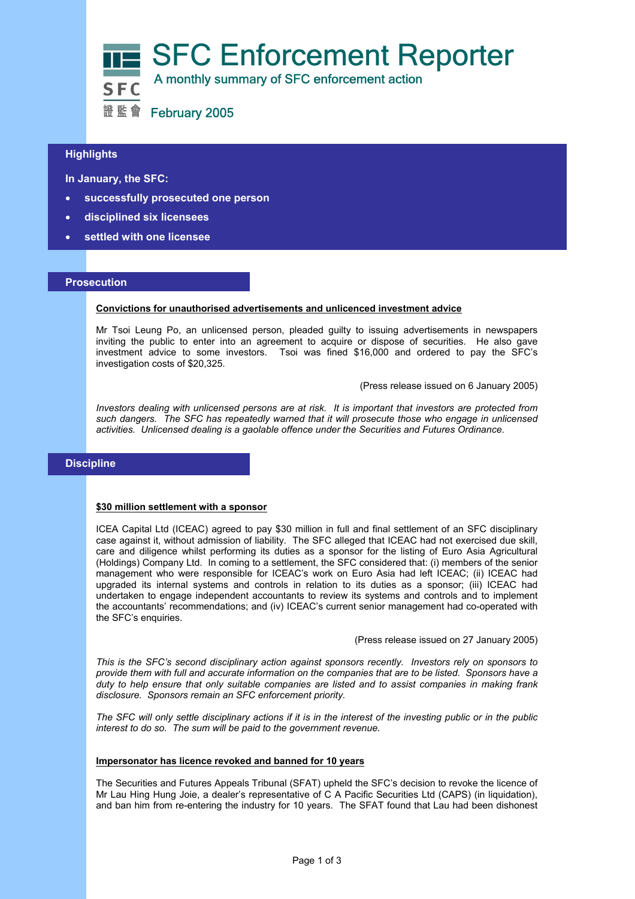# SFC Enforcement Reporter

A monthly summary of SFC enforcement action

SFC 證監會 February 2005

## Highlights

**In January, the SFC:**

- **successfully prosecuted one person**
- **disciplined six licensees**
- **settled with one licensee**

## Prosecution

### Convictions for unauthorised advertisements and unlicenced investment advice

Mr Tsoi Leung Po, an unlicensed person, pleaded guilty to issuing advertisements in newspapers inviting the public to enter into an agreement to acquire or dispose of securities. He also gave investment advice to some investors. Tsoi was fined $16,000 and ordered to pay the SFC's investigation costs of $20,325.

(Press release issued on 6 January 2005)

*Investors dealing with unlicensed persons are at risk. It is important that investors are protected from such dangers. The SFC has repeatedly warned that it will prosecute those who engage in unlicensed activities. Unlicensed dealing is a gaolable offence under the Securities and Futures Ordinance.*

## Discipline

### $30 million settlement with a sponsor

ICEA Capital Ltd (ICEAC) agreed to pay $30 million in full and final settlement of an SFC disciplinary case against it, without admission of liability. The SFC alleged that ICEAC had not exercised due skill, care and diligence whilst performing its duties as a sponsor for the listing of Euro Asia Agricultural (Holdings) Company Ltd. In coming to a settlement, the SFC considered that: (i) members of the senior management who were responsible for ICEAC's work on Euro Asia had left ICEAC; (ii) ICEAC had upgraded its internal systems and controls in relation to its duties as a sponsor; (iii) ICEAC had undertaken to engage independent accountants to review its systems and controls and to implement the accountants' recommendations; and (iv) ICEAC's current senior management had co-operated with the SFC's enquiries.

(Press release issued on 27 January 2005)

*This is the SFC's second disciplinary action against sponsors recently. Investors rely on sponsors to provide them with full and accurate information on the companies that are to be listed. Sponsors have a duty to help ensure that only suitable companies are listed and to assist companies in making frank disclosure. Sponsors remain an SFC enforcement priority.*

*The SFC will only settle disciplinary actions if it is in the interest of the investing public or in the public interest to do so. The sum will be paid to the government revenue.*

### Impersonator has licence revoked and banned for 10 years

The Securities and Futures Appeals Tribunal (SFAT) upheld the SFC's decision to revoke the licence of Mr Lau Hing Hung Joie, a dealer's representative of C A Pacific Securities Ltd (CAPS) (in liquidation), and ban him from re-entering the industry for 10 years. The SFAT found that Lau had been dishonest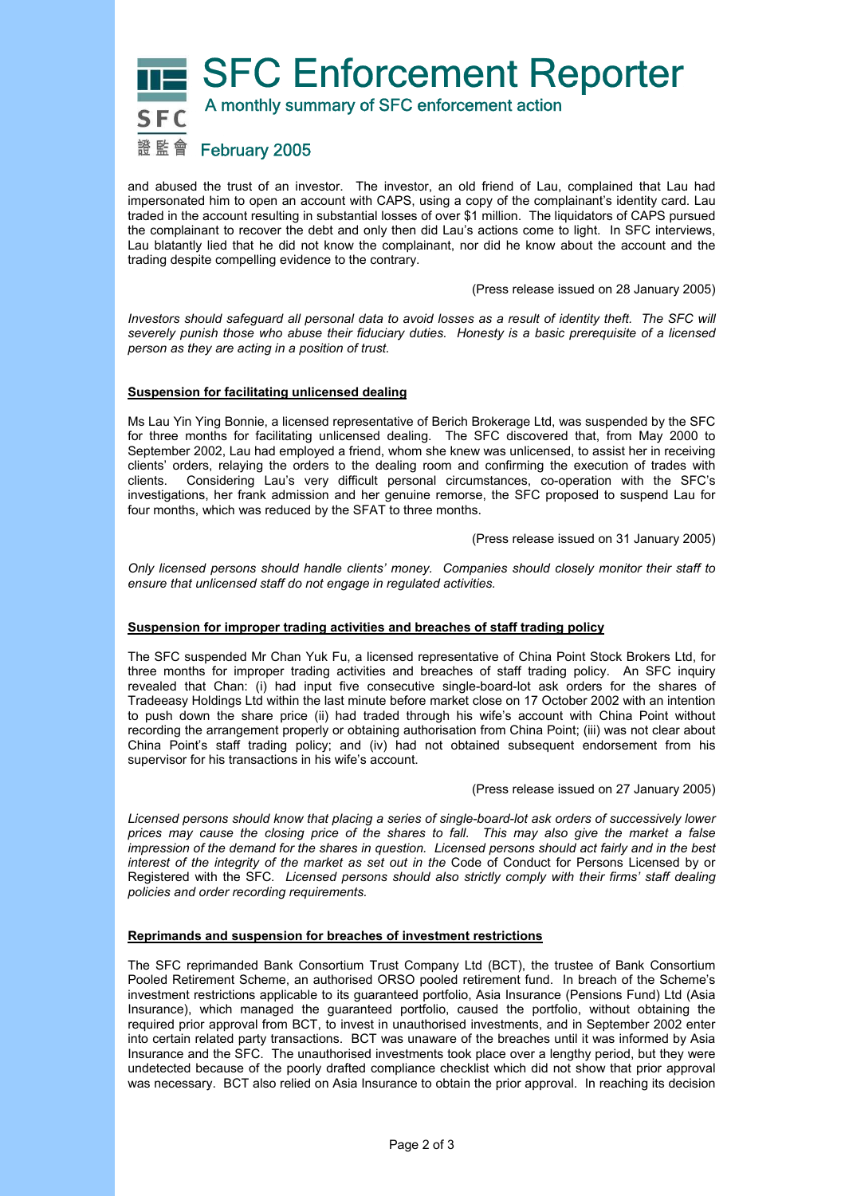and abused the trust of an investor. The investor, an old friend of Lau, complained that Lau had impersonated him to open an account with CAPS, using a copy of the complainant's identity card. Lau traded in the account resulting in substantial losses of over $1 million. The liquidators of CAPS pursued the complainant to recover the debt and only then did Lau's actions come to light. In SFC interviews, Lau blatantly lied that he did not know the complainant, nor did he know about the account and the trading despite compelling evidence to the contrary.

(Press release issued on 28 January 2005)

*Investors should safeguard all personal data to avoid losses as a result of identity theft. The SFC will severely punish those who abuse their fiduciary duties. Honesty is a basic prerequisite of a licensed person as they are acting in a position of trust.*

**Suspension for facilitating unlicensed dealing**

Ms Lau Yin Ying Bonnie, a licensed representative of Berich Brokerage Ltd, was suspended by the SFC for three months for facilitating unlicensed dealing. The SFC discovered that, from May 2000 to September 2002, Lau had employed a friend, whom she knew was unlicensed, to assist her in receiving clients' orders, relaying the orders to the dealing room and confirming the execution of trades with clients. Considering Lau's very difficult personal circumstances, co-operation with the SFC's investigations, her frank admission and her genuine remorse, the SFC proposed to suspend Lau for four months, which was reduced by the SFAT to three months.

(Press release issued on 31 January 2005)

*Only licensed persons should handle clients' money. Companies should closely monitor their staff to ensure that unlicensed staff do not engage in regulated activities.*

**Suspension for improper trading activities and breaches of staff trading policy**

The SFC suspended Mr Chan Yuk Fu, a licensed representative of China Point Stock Brokers Ltd, for three months for improper trading activities and breaches of staff trading policy. An SFC inquiry revealed that Chan: (i) had input five consecutive single-board-lot ask orders for the shares of Tradeeasy Holdings Ltd within the last minute before market close on 17 October 2002 with an intention to push down the share price (ii) had traded through his wife's account with China Point without recording the arrangement properly or obtaining authorisation from China Point; (iii) was not clear about China Point's staff trading policy; and (iv) had not obtained subsequent endorsement from his supervisor for his transactions in his wife's account.

(Press release issued on 27 January 2005)

*Licensed persons should know that placing a series of single-board-lot ask orders of successively lower prices may cause the closing price of the shares to fall. This may also give the market a false impression of the demand for the shares in question. Licensed persons should act fairly and in the best interest of the integrity of the market as set out in the* Code of Conduct for Persons Licensed by or Registered with the SFC*. Licensed persons should also strictly comply with their firms' staff dealing policies and order recording requirements.*

**Reprimands and suspension for breaches of investment restrictions**

The SFC reprimanded Bank Consortium Trust Company Ltd (BCT), the trustee of Bank Consortium Pooled Retirement Scheme, an authorised ORSO pooled retirement fund. In breach of the Scheme's investment restrictions applicable to its guaranteed portfolio, Asia Insurance (Pensions Fund) Ltd (Asia Insurance), which managed the guaranteed portfolio, caused the portfolio, without obtaining the required prior approval from BCT, to invest in unauthorised investments, and in September 2002 enter into certain related party transactions. BCT was unaware of the breaches until it was informed by Asia Insurance and the SFC. The unauthorised investments took place over a lengthy period, but they were undetected because of the poorly drafted compliance checklist which did not show that prior approval was necessary. BCT also relied on Asia Insurance to obtain the prior approval. In reaching its decision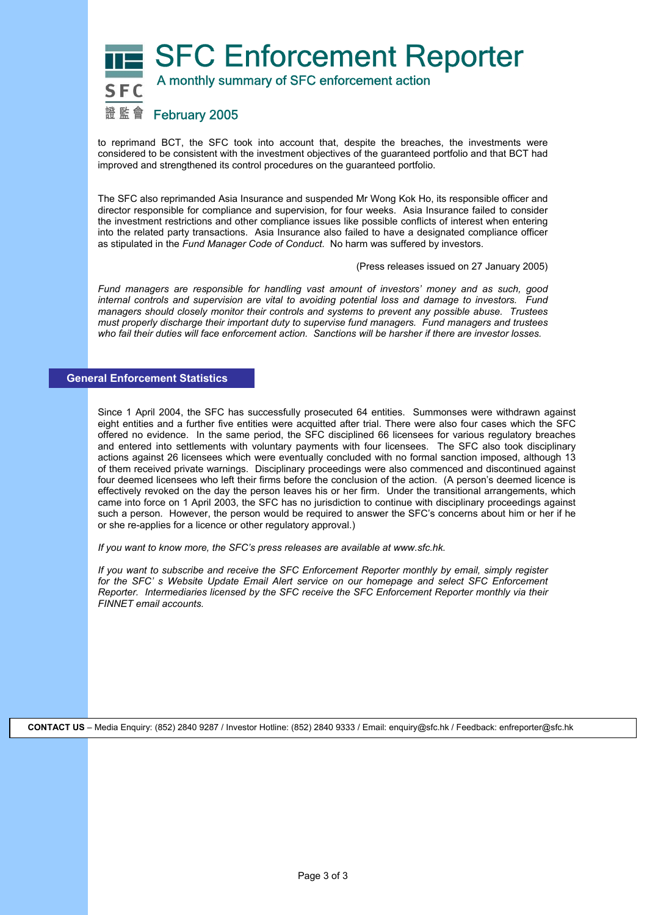# SFC Enforcement Reporter

A monthly summary of SFC enforcement action

February 2005

to reprimand BCT, the SFC took into account that, despite the breaches, the investments were considered to be consistent with the investment objectives of the guaranteed portfolio and that BCT had improved and strengthened its control procedures on the guaranteed portfolio.

The SFC also reprimanded Asia Insurance and suspended Mr Wong Kok Ho, its responsible officer and director responsible for compliance and supervision, for four weeks. Asia Insurance failed to consider the investment restrictions and other compliance issues like possible conflicts of interest when entering into the related party transactions. Asia Insurance also failed to have a designated compliance officer as stipulated in the *Fund Manager Code of Conduct*. No harm was suffered by investors.

(Press releases issued on 27 January 2005)

*Fund managers are responsible for handling vast amount of investors' money and as such, good internal controls and supervision are vital to avoiding potential loss and damage to investors. Fund managers should closely monitor their controls and systems to prevent any possible abuse. Trustees must properly discharge their important duty to supervise fund managers. Fund managers and trustees who fail their duties will face enforcement action. Sanctions will be harsher if there are investor losses.*

## General Enforcement Statistics

Since 1 April 2004, the SFC has successfully prosecuted 64 entities. Summonses were withdrawn against eight entities and a further five entities were acquitted after trial. There were also four cases which the SFC offered no evidence. In the same period, the SFC disciplined 66 licensees for various regulatory breaches and entered into settlements with voluntary payments with four licensees. The SFC also took disciplinary actions against 26 licensees which were eventually concluded with no formal sanction imposed, although 13 of them received private warnings. Disciplinary proceedings were also commenced and discontinued against four deemed licensees who left their firms before the conclusion of the action. (A person's deemed licence is effectively revoked on the day the person leaves his or her firm. Under the transitional arrangements, which came into force on 1 April 2003, the SFC has no jurisdiction to continue with disciplinary proceedings against such a person. However, the person would be required to answer the SFC's concerns about him or her if he or she re-applies for a licence or other regulatory approval.)

*If you want to know more, the SFC's press releases are available at www.sfc.hk.*

*If you want to subscribe and receive the SFC Enforcement Reporter monthly by email, simply register for the SFC' s Website Update Email Alert service on our homepage and select SFC Enforcement Reporter. Intermediaries licensed by the SFC receive the SFC Enforcement Reporter monthly via their FINNET email accounts.*

**CONTACT US** – Media Enquiry: (852) 2840 9287 / Investor Hotline: (852) 2840 9333 / Email: enquiry@sfc.hk / Feedback: enfreporter@sfc.hk